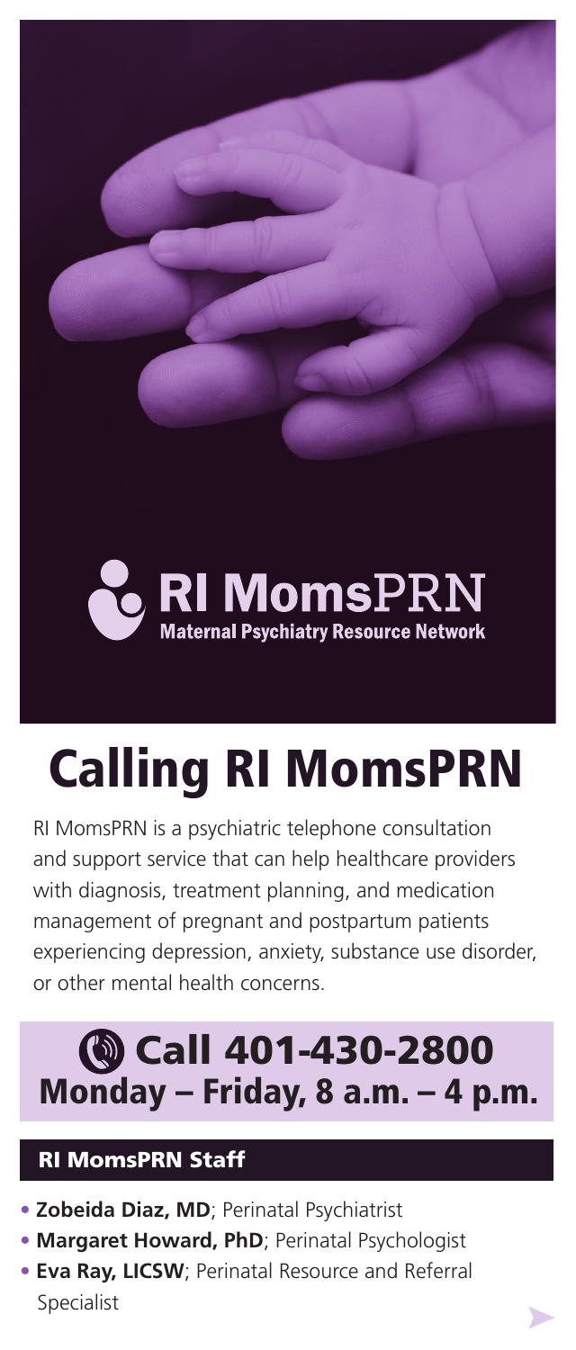**RI MomsPRN**
**Maternal Psychiatry Resource Network**

# Calling RI MomsPRN

RI MomsPRN is a psychiatric telephone consultation and support service that can help healthcare providers with diagnosis, treatment planning, and medication management of pregnant and postpartum patients experiencing depression, anxiety, substance use disorder, or other mental health concerns.

## Call 401-430-2800
## Monday – Friday, 8 a.m. – 4 p.m.

### RI MomsPRN Staff

- **Zobeida Diaz, MD**; Perinatal Psychiatrist
- **Margaret Howard, PhD**; Perinatal Psychologist
- **Eva Ray, LICSW**; Perinatal Resource and Referral Specialist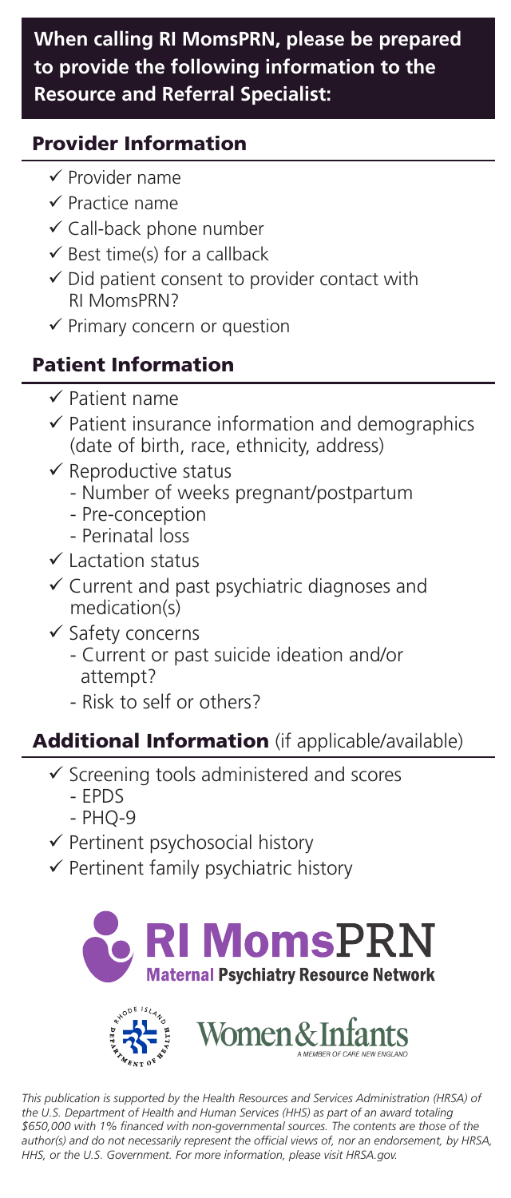**When calling RI MomsPRN, please be prepared to provide the following information to the Resource and Referral Specialist:**

## Provider Information

- ✓ Provider name
- ✓ Practice name
- ✓ Call-back phone number
- ✓ Best time(s) for a callback
- ✓ Did patient consent to provider contact with RI MomsPRN?
- ✓ Primary concern or question

## Patient Information

- ✓ Patient name
- ✓ Patient insurance information and demographics (date of birth, race, ethnicity, address)
- ✓ Reproductive status
  - Number of weeks pregnant/postpartum
  - Pre-conception
  - Perinatal loss
- ✓ Lactation status
- ✓ Current and past psychiatric diagnoses and medication(s)
- ✓ Safety concerns
  - Current or past suicide ideation and/or attempt?
  - Risk to self or others?

## Additional Information (if applicable/available)

- ✓ Screening tools administered and scores
  - EPDS
  - PHQ-9
- ✓ Pertinent psychosocial history
- ✓ Pertinent family psychiatric history

RI MomsPRN
Maternal Psychiatry Resource Network

Women & Infants
A MEMBER OF CARE NEW ENGLAND

*This publication is supported by the Health Resources and Services Administration (HRSA) of the U.S. Department of Health and Human Services (HHS) as part of an award totaling $650,000 with 1% financed with non-governmental sources. The contents are those of the author(s) and do not necessarily represent the official views of, nor an endorsement, by HRSA, HHS, or the U.S. Government. For more information, please visit HRSA.gov.*